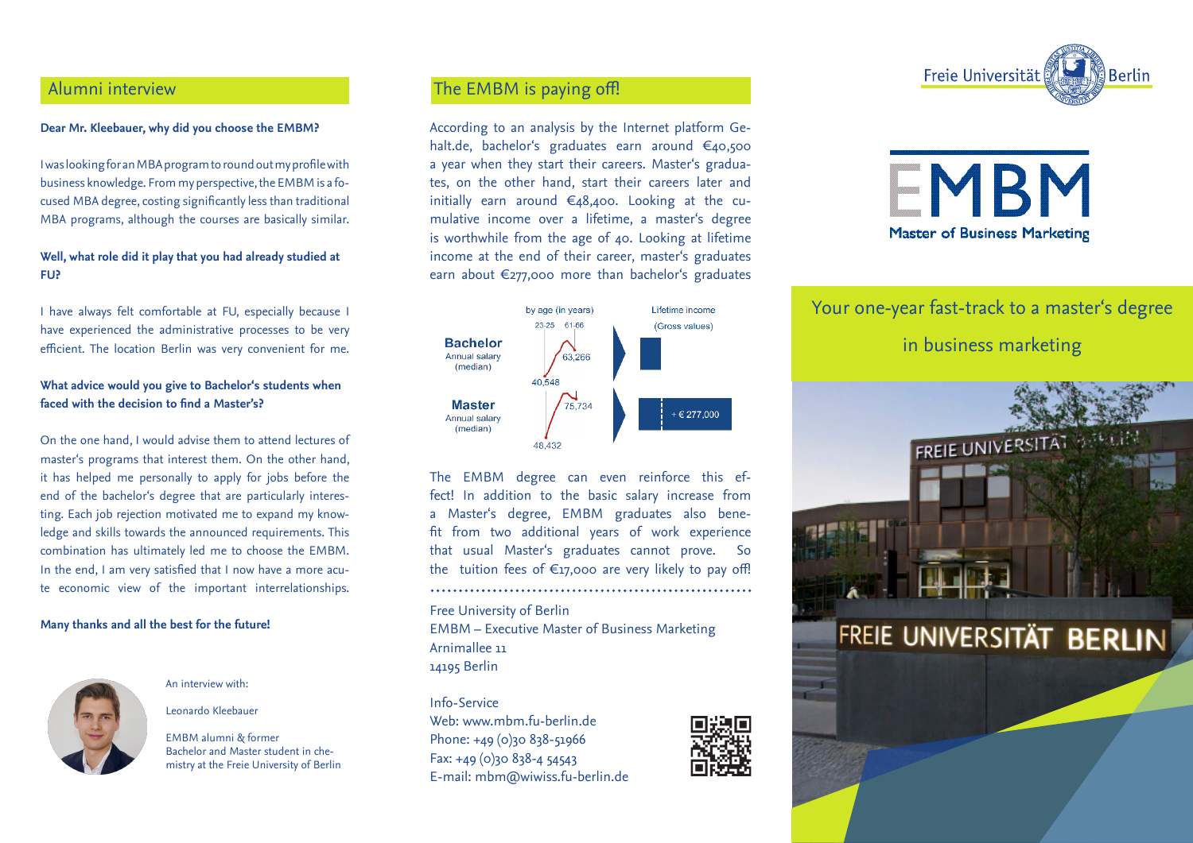## Alumni interview

**Dear Mr. Kleebauer, why did you choose the EMBM?**

I was looking for an MBA program to round out my profile with business knowledge. From my perspective, the EMBM is a focused MBA degree, costing significantly less than traditional MBA programs, although the courses are basically similar.

**Well, what role did it play that you had already studied at FU?**

I have always felt comfortable at FU, especially because I have experienced the administrative processes to be very efficient. The location Berlin was very convenient for me.

**What advice would you give to Bachelor's students when faced with the decision to find a Master's?**

On the one hand, I would advise them to attend lectures of master's programs that interest them. On the other hand, it has helped me personally to apply for jobs before the end of the bachelor's degree that are particularly interesting. Each job rejection motivated me to expand my knowledge and skills towards the announced requirements. This combination has ultimately led me to choose the EMBM. In the end, I am very satisfied that I now have a more acute economic view of the important interrelationships.

**Many thanks and all the best for the future!**

An interview with:

Leonardo Kleebauer

EMBM alumni & former Bachelor and Master student in chemistry at the Freie University of Berlin

## The EMBM is paying off!

According to an analysis by the Internet platform Gehalt.de, bachelor's graduates earn around €40,500 a year when they start their careers. Master's graduates, on the other hand, start their careers later and initially earn around €48,400. Looking at the cumulative income over a lifetime, a master's degree is worthwhile from the age of 40. Looking at lifetime income at the end of their career, master's graduates earn about €277,000 more than bachelor's graduates

| | by age (in years) 23-25 | by age (in years) 61-66 | Lifetime income (Gross values) |
|---|---|---|---|
| **Bachelor** Annual salary (median) | 40,548 | 63,266 | |
| **Master** Annual salary (median) | 48,432 | 75,734 | + € 277,000 |

The EMBM degree can even reinforce this effect! In addition to the basic salary increase from a Master's degree, EMBM graduates also benefit from two additional years of work experience that usual Master's graduates cannot prove. So the tuition fees of €17,000 are very likely to pay off!

Free University of Berlin
EMBM – Executive Master of Business Marketing
Arnimallee 11
14195 Berlin

Info-Service
Web: www.mbm.fu-berlin.de
Phone: +49 (0)30 838-51966
Fax: +49 (0)30 838-4 54543
E-mail: mbm@wiwiss.fu-berlin.de

Freie Universität Berlin

# EMBM

Master of Business Marketing

## Your one-year fast-track to a master's degree in business marketing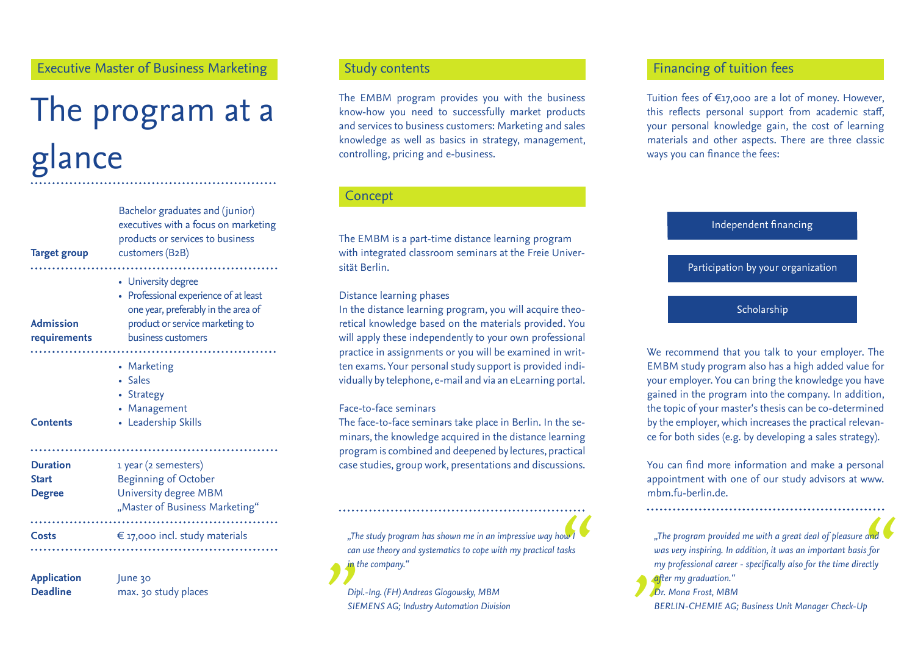## Executive Master of Business Marketing

# The program at a glance

| | |
|---|---|
| **Target group** | Bachelor graduates and (junior) executives with a focus on marketing products or services to business customers (B2B) |
| **Admission requirements** | • University degree<br>• Professional experience of at least one year, preferably in the area of product or service marketing to business customers |
| **Contents** | • Marketing<br>• Sales<br>• Strategy<br>• Management<br>• Leadership Skills |
| **Duration** | 1 year (2 semesters) |
| **Start** | Beginning of October |
| **Degree** | University degree MBM „Master of Business Marketing“ |
| **Costs** | € 17,000 incl. study materials |
| **Application Deadline** | June 30<br>max. 30 study places |

## Study contents

The EMBM program provides you with the business know-how you need to successfully market products and services to business customers: Marketing and sales knowledge as well as basics in strategy, management, controlling, pricing and e-business.

## Concept

The EMBM is a part-time distance learning program with integrated classroom seminars at the Freie Universität Berlin.

Distance learning phases

In the distance learning program, you will acquire theoretical knowledge based on the materials provided. You will apply these independently to your own professional practice in assignments or you will be examined in written exams. Your personal study support is provided individually by telephone, e-mail and via an eLearning portal.

Face-to-face seminars

The face-to-face seminars take place in Berlin. In the seminars, the knowledge acquired in the distance learning program is combined and deepened by lectures, practical case studies, group work, presentations and discussions.

*„The study program has shown me in an impressive way how I can use theory and systematics to cope with my practical tasks in the company.“*

*Dipl.-Ing. (FH) Andreas Glogowsky, MBM*
*SIEMENS AG; Industry Automation Division*

## Financing of tuition fees

Tuition fees of €17,000 are a lot of money. However, this reflects personal support from academic staff, your personal knowledge gain, the cost of learning materials and other aspects. There are three classic ways you can finance the fees:

- Independent financing
- Participation by your organization
- Scholarship

We recommend that you talk to your employer. The EMBM study program also has a high added value for your employer. You can bring the knowledge you have gained in the program into the company. In addition, the topic of your master‘s thesis can be co-determined by the employer, which increases the practical relevance for both sides (e.g. by developing a sales strategy).

You can find more information and make a personal appointment with one of our study advisors at www.mbm.fu-berlin.de.

*„The program provided me with a great deal of pleasure and was very inspiring. In addition, it was an important basis for my professional career - specifically also for the time directly after my graduation.“*

*Dr. Mona Frost, MBM*
*BERLIN-CHEMIE AG; Business Unit Manager Check-Up*